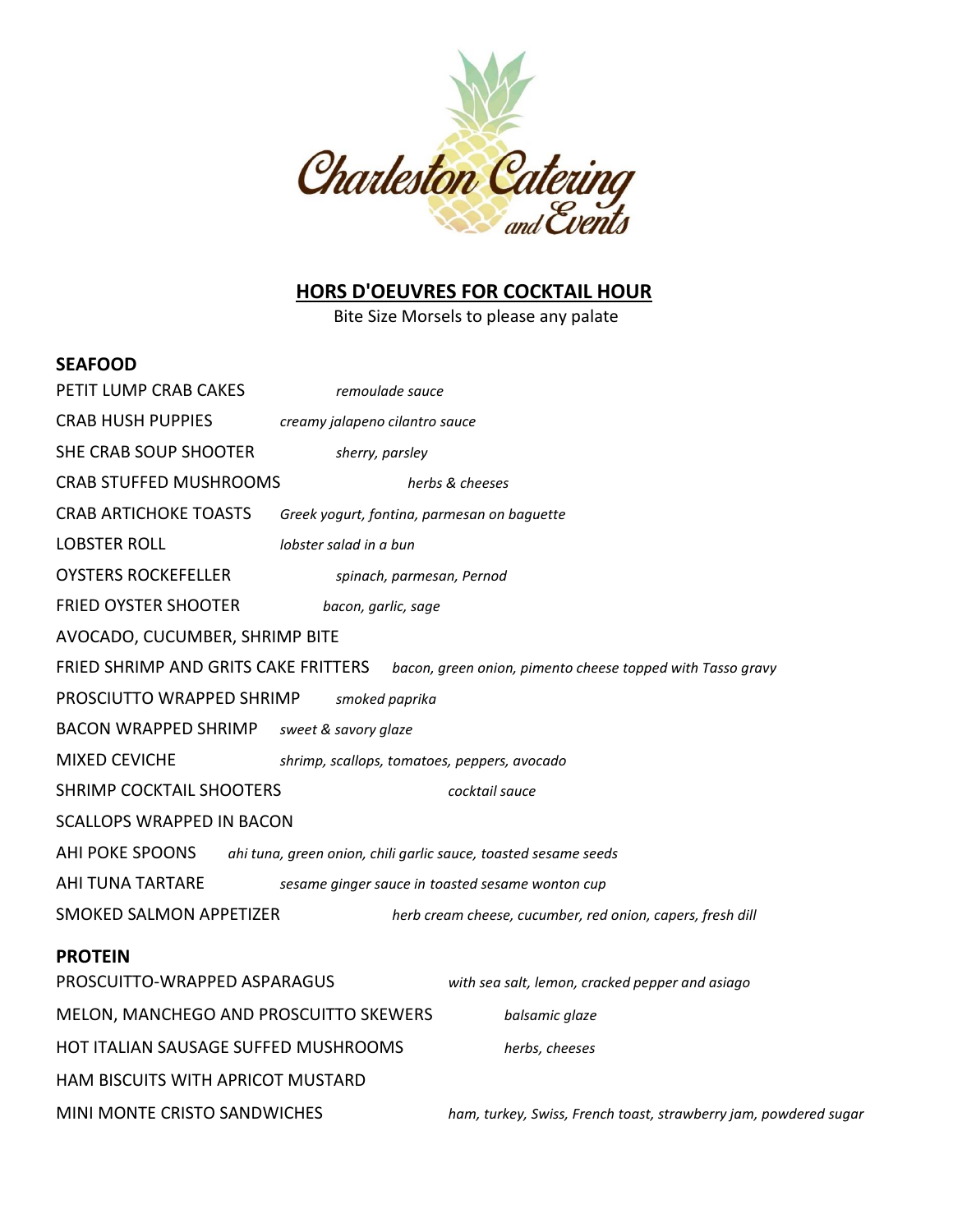Charleston Catering and Events

## HORS D'OEUVRES FOR COCKTAIL HOUR

Bite Size Morsels to please any palate

### SEAFOOD

PETIT LUMP CRAB CAKES *remoulade sauce*

CRAB HUSH PUPPIES *creamy jalapeno cilantro sauce*

SHE CRAB SOUP SHOOTER *sherry, parsley*

CRAB STUFFED MUSHROOMS *herbs & cheeses*

CRAB ARTICHOKE TOASTS *Greek yogurt, fontina, parmesan on baguette*

LOBSTER ROLL *lobster salad in a bun*

OYSTERS ROCKEFELLER *spinach, parmesan, Pernod*

FRIED OYSTER SHOOTER *bacon, garlic, sage*

AVOCADO, CUCUMBER, SHRIMP BITE

FRIED SHRIMP AND GRITS CAKE FRITTERS *bacon, green onion, pimento cheese topped with Tasso gravy*

PROSCIUTTO WRAPPED SHRIMP *smoked paprika*

BACON WRAPPED SHRIMP *sweet & savory glaze*

MIXED CEVICHE *shrimp, scallops, tomatoes, peppers, avocado*

SHRIMP COCKTAIL SHOOTERS *cocktail sauce*

SCALLOPS WRAPPED IN BACON

AHI POKE SPOONS *ahi tuna, green onion, chili garlic sauce, toasted sesame seeds*

AHI TUNA TARTARE *sesame ginger sauce in toasted sesame wonton cup*

SMOKED SALMON APPETIZER *herb cream cheese, cucumber, red onion, capers, fresh dill*

### PROTEIN

PROSCUITTO-WRAPPED ASPARAGUS *with sea salt, lemon, cracked pepper and asiago*

MELON, MANCHEGO AND PROSCUITTO SKEWERS *balsamic glaze*

HOT ITALIAN SAUSAGE SUFFED MUSHROOMS *herbs, cheeses*

HAM BISCUITS WITH APRICOT MUSTARD

MINI MONTE CRISTO SANDWICHES *ham, turkey, Swiss, French toast, strawberry jam, powdered sugar*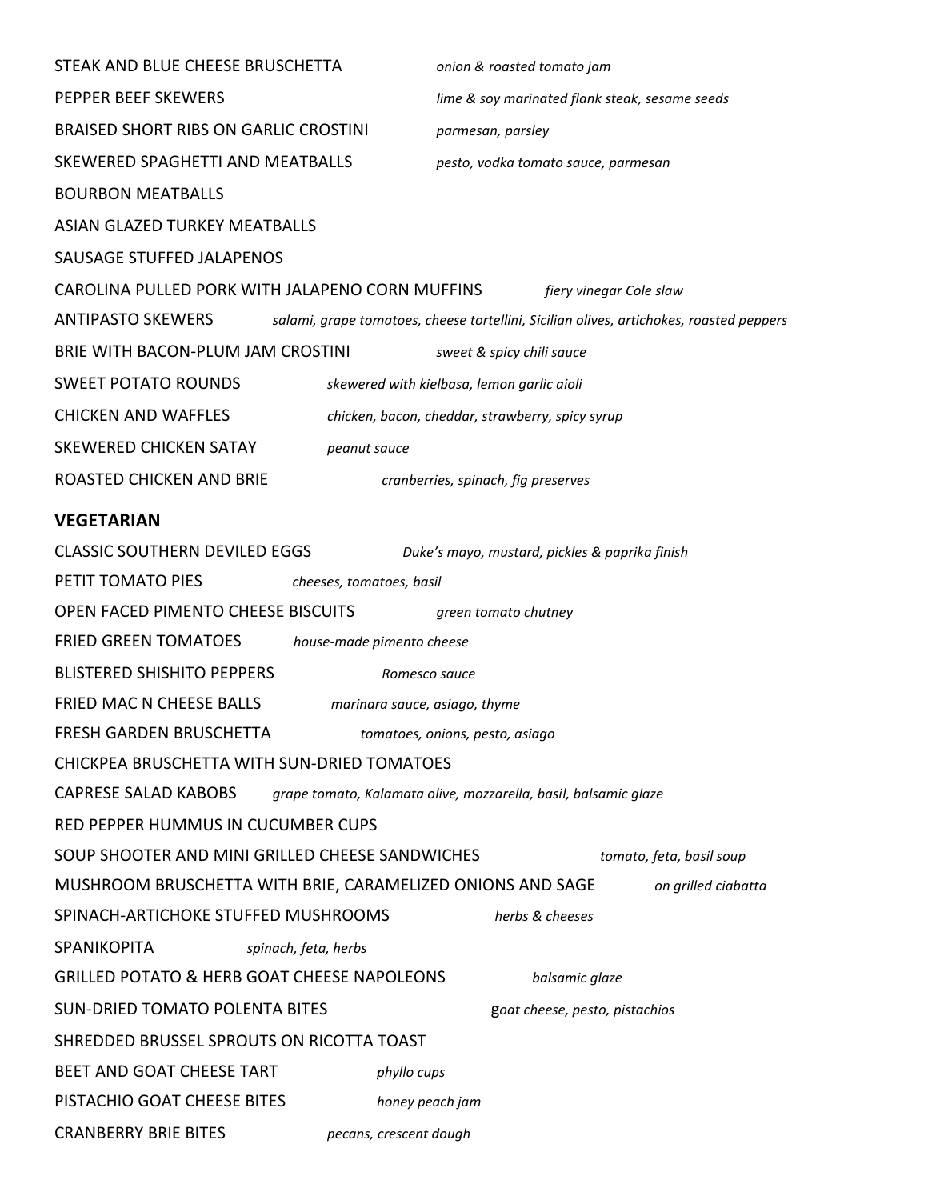STEAK AND BLUE CHEESE BRUSCHETTA *onion & roasted tomato jam*

PEPPER BEEF SKEWERS *lime & soy marinated flank steak, sesame seeds*

BRAISED SHORT RIBS ON GARLIC CROSTINI *parmesan, parsley*

SKEWERED SPAGHETTI AND MEATBALLS *pesto, vodka tomato sauce, parmesan*

BOURBON MEATBALLS

ASIAN GLAZED TURKEY MEATBALLS

SAUSAGE STUFFED JALAPENOS

CAROLINA PULLED PORK WITH JALAPENO CORN MUFFINS *fiery vinegar Cole slaw*

ANTIPASTO SKEWERS *salami, grape tomatoes, cheese tortellini, Sicilian olives, artichokes, roasted peppers*

BRIE WITH BACON-PLUM JAM CROSTINI *sweet & spicy chili sauce*

SWEET POTATO ROUNDS *skewered with kielbasa, lemon garlic aioli*

CHICKEN AND WAFFLES *chicken, bacon, cheddar, strawberry, spicy syrup*

SKEWERED CHICKEN SATAY *peanut sauce*

ROASTED CHICKEN AND BRIE *cranberries, spinach, fig preserves*

**VEGETARIAN**

CLASSIC SOUTHERN DEVILED EGGS *Duke's mayo, mustard, pickles & paprika finish*

PETIT TOMATO PIES *cheeses, tomatoes, basil*

OPEN FACED PIMENTO CHEESE BISCUITS *green tomato chutney*

FRIED GREEN TOMATOES *house-made pimento cheese*

BLISTERED SHISHITO PEPPERS *Romesco sauce*

FRIED MAC N CHEESE BALLS *marinara sauce, asiago, thyme*

FRESH GARDEN BRUSCHETTA *tomatoes, onions, pesto, asiago*

CHICKPEA BRUSCHETTA WITH SUN-DRIED TOMATOES

CAPRESE SALAD KABOBS *grape tomato, Kalamata olive, mozzarella, basil, balsamic glaze*

RED PEPPER HUMMUS IN CUCUMBER CUPS

SOUP SHOOTER AND MINI GRILLED CHEESE SANDWICHES *tomato, feta, basil soup*

MUSHROOM BRUSCHETTA WITH BRIE, CARAMELIZED ONIONS AND SAGE *on grilled ciabatta*

SPINACH-ARTICHOKE STUFFED MUSHROOMS *herbs & cheeses*

SPANIKOPITA *spinach, feta, herbs*

GRILLED POTATO & HERB GOAT CHEESE NAPOLEONS *balsamic glaze*

SUN-DRIED TOMATO POLENTA BITES *goat cheese, pesto, pistachios*

SHREDDED BRUSSEL SPROUTS ON RICOTTA TOAST

BEET AND GOAT CHEESE TART *phyllo cups*

PISTACHIO GOAT CHEESE BITES *honey peach jam*

CRANBERRY BRIE BITES *pecans, crescent dough*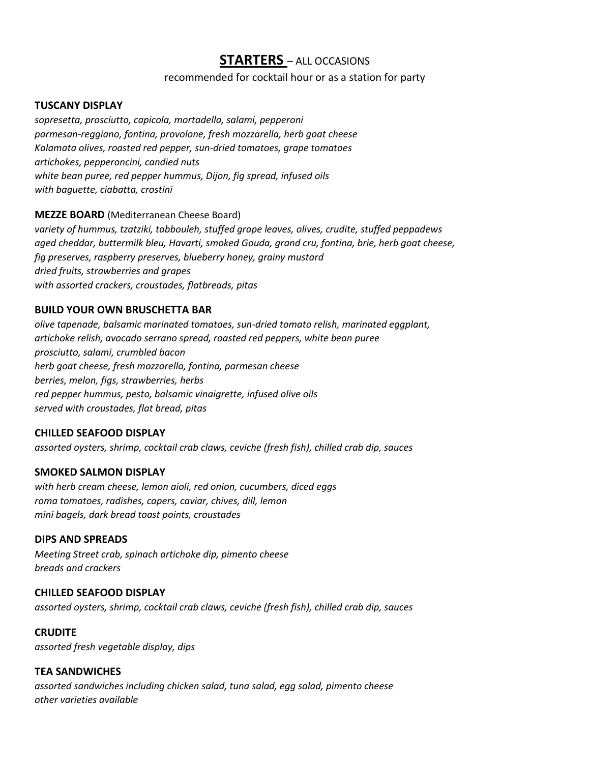# **STARTERS** – ALL OCCASIONS

recommended for cocktail hour or as a station for party

**TUSCANY DISPLAY**

*sopresetta, prosciutto, capicola, mortadella, salami, pepperoni*
*parmesan-reggiano, fontina, provolone, fresh mozzarella, herb goat cheese*
*Kalamata olives, roasted red pepper, sun-dried tomatoes, grape tomatoes*
*artichokes, pepperoncini, candied nuts*
*white bean puree, red pepper hummus, Dijon, fig spread, infused oils*
*with baguette, ciabatta, crostini*

**MEZZE BOARD** (Mediterranean Cheese Board)

*variety of hummus, tzatziki, tabbouleh, stuffed grape leaves, olives, crudite, stuffed peppadews*
*aged cheddar, buttermilk bleu, Havarti, smoked Gouda, grand cru, fontina, brie, herb goat cheese,*
*fig preserves, raspberry preserves, blueberry honey, grainy mustard*
*dried fruits, strawberries and grapes*
*with assorted crackers, croustades, flatbreads, pitas*

**BUILD YOUR OWN BRUSCHETTA BAR**

*olive tapenade, balsamic marinated tomatoes, sun-dried tomato relish, marinated eggplant,*
*artichoke relish, avocado serrano spread, roasted red peppers, white bean puree*
*prosciutto, salami, crumbled bacon*
*herb goat cheese, fresh mozzarella, fontina, parmesan cheese*
*berries, melon, figs, strawberries, herbs*
*red pepper hummus, pesto, balsamic vinaigrette, infused olive oils*
*served with croustades, flat bread, pitas*

**CHILLED SEAFOOD DISPLAY**

*assorted oysters, shrimp, cocktail crab claws, ceviche (fresh fish), chilled crab dip, sauces*

**SMOKED SALMON DISPLAY**

*with herb cream cheese, lemon aioli, red onion, cucumbers, diced eggs*
*roma tomatoes, radishes, capers, caviar, chives, dill, lemon*
*mini bagels, dark bread toast points, croustades*

**DIPS AND SPREADS**

*Meeting Street crab, spinach artichoke dip, pimento cheese*
*breads and crackers*

**CHILLED SEAFOOD DISPLAY**

*assorted oysters, shrimp, cocktail crab claws, ceviche (fresh fish), chilled crab dip, sauces*

**CRUDITE**

*assorted fresh vegetable display, dips*

**TEA SANDWICHES**

*assorted sandwiches including chicken salad, tuna salad, egg salad, pimento cheese*
*other varieties available*